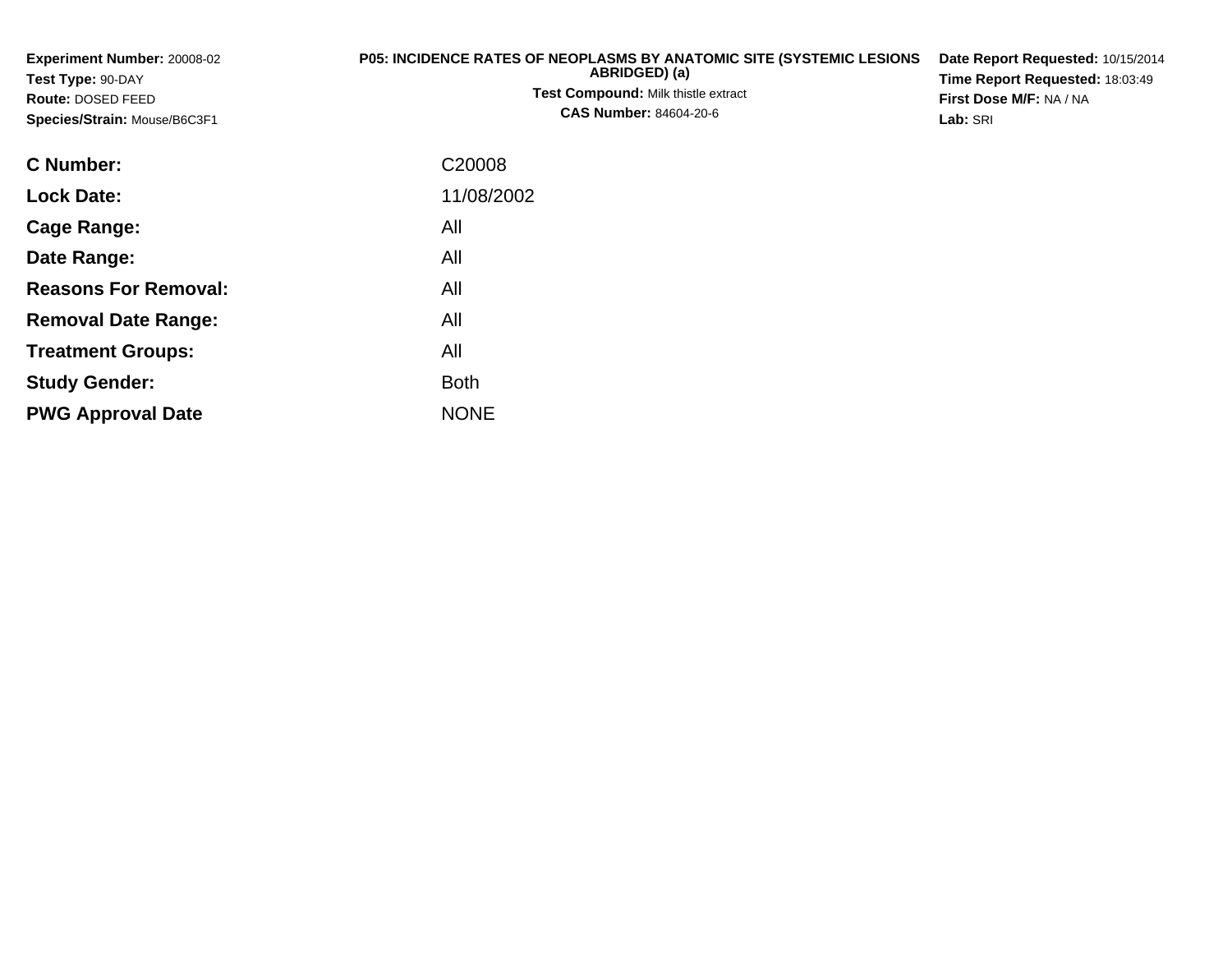**Experiment Number:** 20008-02
**Test Type:** 90-DAY
**Route:** DOSED FEED
**Species/Strain:** Mouse/B6C3F1

**P05: INCIDENCE RATES OF NEOPLASMS BY ANATOMIC SITE (SYSTEMIC LESIONS ABRIDGED) (a)**
**Test Compound:** Milk thistle extract
**CAS Number:** 84604-20-6

**Date Report Requested:** 10/15/2014
**Time Report Requested:** 18:03:49
**First Dose M/F:** NA / NA
**Lab:** SRI

| | |
|---|---|
| **C Number:** | C20008 |
| **Lock Date:** | 11/08/2002 |
| **Cage Range:** | All |
| **Date Range:** | All |
| **Reasons For Removal:** | All |
| **Removal Date Range:** | All |
| **Treatment Groups:** | All |
| **Study Gender:** | Both |
| **PWG Approval Date** | NONE |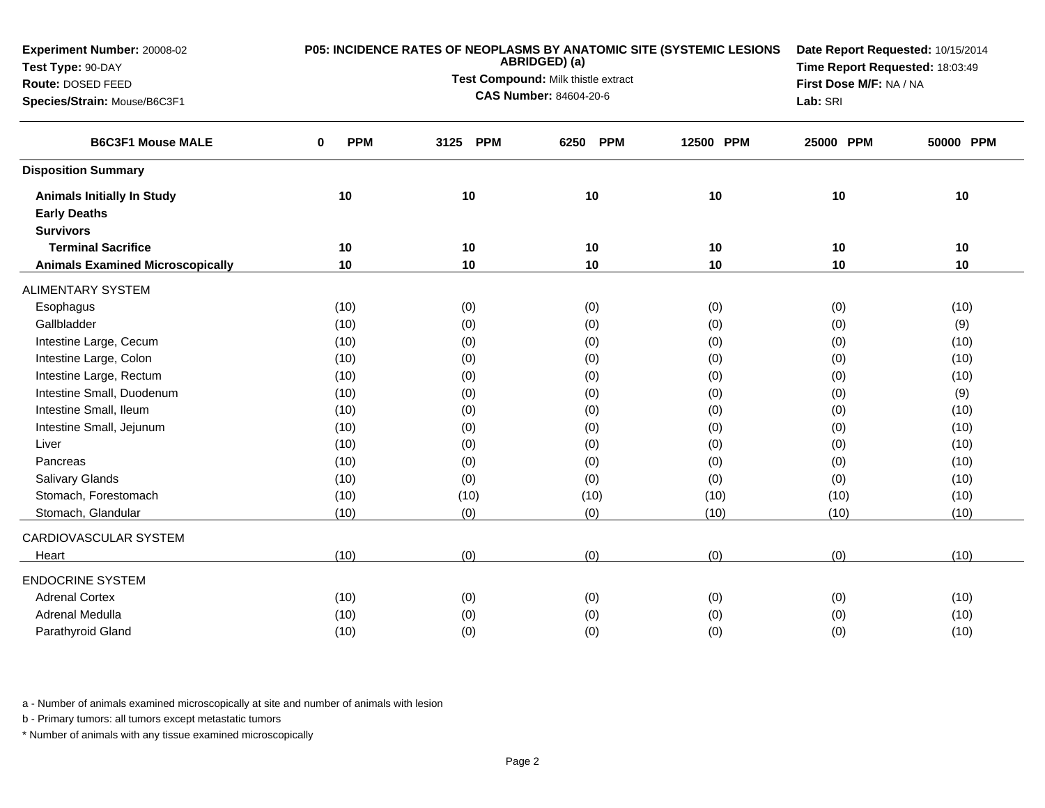**Experiment Number:** 20008-02
**Test Type:** 90-DAY
**Route:** DOSED FEED
**Species/Strain:** Mouse/B6C3F1

**P05: INCIDENCE RATES OF NEOPLASMS BY ANATOMIC SITE (SYSTEMIC LESIONS ABRIDGED) (a)**
**Test Compound:** Milk thistle extract
**CAS Number:** 84604-20-6

**Date Report Requested:** 10/15/2014
**Time Report Requested:** 18:03:49
**First Dose M/F:** NA / NA
**Lab:** SRI

| B6C3F1 Mouse MALE | 0 PPM | 3125 PPM | 6250 PPM | 12500 PPM | 25000 PPM | 50000 PPM |
|---|---|---|---|---|---|---|
| **Disposition Summary** | | | | | | |
| **Animals Initially In Study** | 10 | 10 | 10 | 10 | 10 | 10 |
| **Early Deaths** | | | | | | |
| **Survivors** | | | | | | |
| **Terminal Sacrifice** | 10 | 10 | 10 | 10 | 10 | 10 |
| **Animals Examined Microscopically** | 10 | 10 | 10 | 10 | 10 | 10 |
| ALIMENTARY SYSTEM | | | | | | |
| Esophagus | (10) | (0) | (0) | (0) | (0) | (10) |
| Gallbladder | (10) | (0) | (0) | (0) | (0) | (9) |
| Intestine Large, Cecum | (10) | (0) | (0) | (0) | (0) | (10) |
| Intestine Large, Colon | (10) | (0) | (0) | (0) | (0) | (10) |
| Intestine Large, Rectum | (10) | (0) | (0) | (0) | (0) | (10) |
| Intestine Small, Duodenum | (10) | (0) | (0) | (0) | (0) | (9) |
| Intestine Small, Ileum | (10) | (0) | (0) | (0) | (0) | (10) |
| Intestine Small, Jejunum | (10) | (0) | (0) | (0) | (0) | (10) |
| Liver | (10) | (0) | (0) | (0) | (0) | (10) |
| Pancreas | (10) | (0) | (0) | (0) | (0) | (10) |
| Salivary Glands | (10) | (0) | (0) | (0) | (0) | (10) |
| Stomach, Forestomach | (10) | (10) | (10) | (10) | (10) | (10) |
| Stomach, Glandular | (10) | (0) | (0) | (10) | (10) | (10) |
| CARDIOVASCULAR SYSTEM | | | | | | |
| Heart | (10) | (0) | (0) | (0) | (0) | (10) |
| ENDOCRINE SYSTEM | | | | | | |
| Adrenal Cortex | (10) | (0) | (0) | (0) | (0) | (10) |
| Adrenal Medulla | (10) | (0) | (0) | (0) | (0) | (10) |
| Parathyroid Gland | (10) | (0) | (0) | (0) | (0) | (10) |

a - Number of animals examined microscopically at site and number of animals with lesion

b - Primary tumors: all tumors except metastatic tumors

* Number of animals with any tissue examined microscopically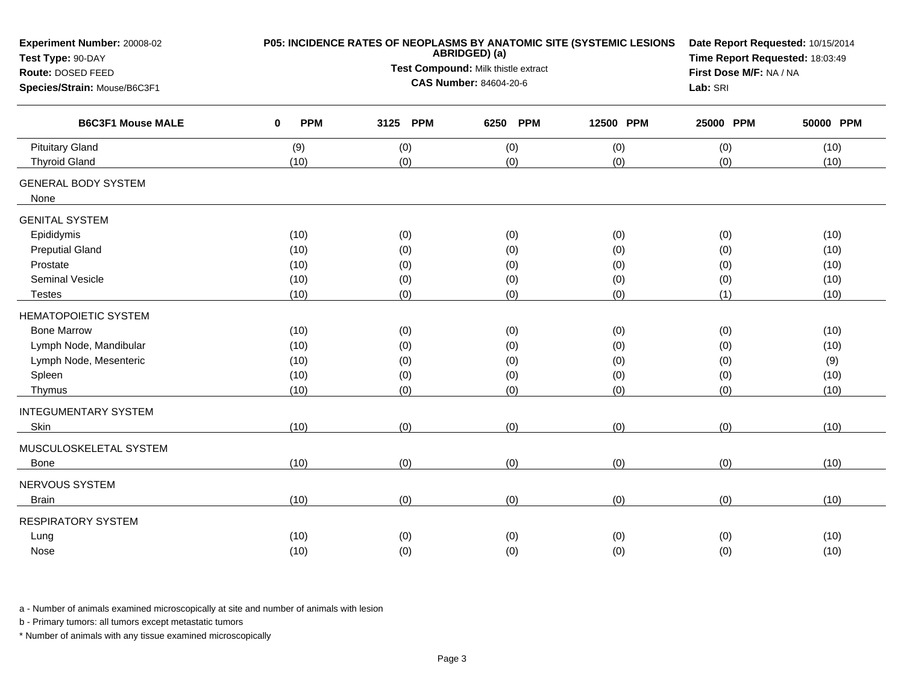**Experiment Number:** 20008-02
**Test Type:** 90-DAY
**Route:** DOSED FEED
**Species/Strain:** Mouse/B6C3F1

**P05: INCIDENCE RATES OF NEOPLASMS BY ANATOMIC SITE (SYSTEMIC LESIONS ABRIDGED) (a)**
**Test Compound:** Milk thistle extract
**CAS Number:** 84604-20-6

**Date Report Requested:** 10/15/2014
**Time Report Requested:** 18:03:49
**First Dose M/F:** NA / NA
**Lab:** SRI

| B6C3F1 Mouse MALE | 0 PPM | 3125 PPM | 6250 PPM | 12500 PPM | 25000 PPM | 50000 PPM |
|---|---|---|---|---|---|---|
| Pituitary Gland | (9) | (0) | (0) | (0) | (0) | (10) |
| Thyroid Gland | (10) | (0) | (0) | (0) | (0) | (10) |
| GENERAL BODY SYSTEM | | | | | | |
| None | | | | | | |
| GENITAL SYSTEM | | | | | | |
| Epididymis | (10) | (0) | (0) | (0) | (0) | (10) |
| Preputial Gland | (10) | (0) | (0) | (0) | (0) | (10) |
| Prostate | (10) | (0) | (0) | (0) | (0) | (10) |
| Seminal Vesicle | (10) | (0) | (0) | (0) | (0) | (10) |
| Testes | (10) | (0) | (0) | (0) | (1) | (10) |
| HEMATOPOIETIC SYSTEM | | | | | | |
| Bone Marrow | (10) | (0) | (0) | (0) | (0) | (10) |
| Lymph Node, Mandibular | (10) | (0) | (0) | (0) | (0) | (10) |
| Lymph Node, Mesenteric | (10) | (0) | (0) | (0) | (0) | (9) |
| Spleen | (10) | (0) | (0) | (0) | (0) | (10) |
| Thymus | (10) | (0) | (0) | (0) | (0) | (10) |
| INTEGUMENTARY SYSTEM | | | | | | |
| Skin | (10) | (0) | (0) | (0) | (0) | (10) |
| MUSCULOSKELETAL SYSTEM | | | | | | |
| Bone | (10) | (0) | (0) | (0) | (0) | (10) |
| NERVOUS SYSTEM | | | | | | |
| Brain | (10) | (0) | (0) | (0) | (0) | (10) |
| RESPIRATORY SYSTEM | | | | | | |
| Lung | (10) | (0) | (0) | (0) | (0) | (10) |
| Nose | (10) | (0) | (0) | (0) | (0) | (10) |

a - Number of animals examined microscopically at site and number of animals with lesion

b - Primary tumors: all tumors except metastatic tumors

* Number of animals with any tissue examined microscopically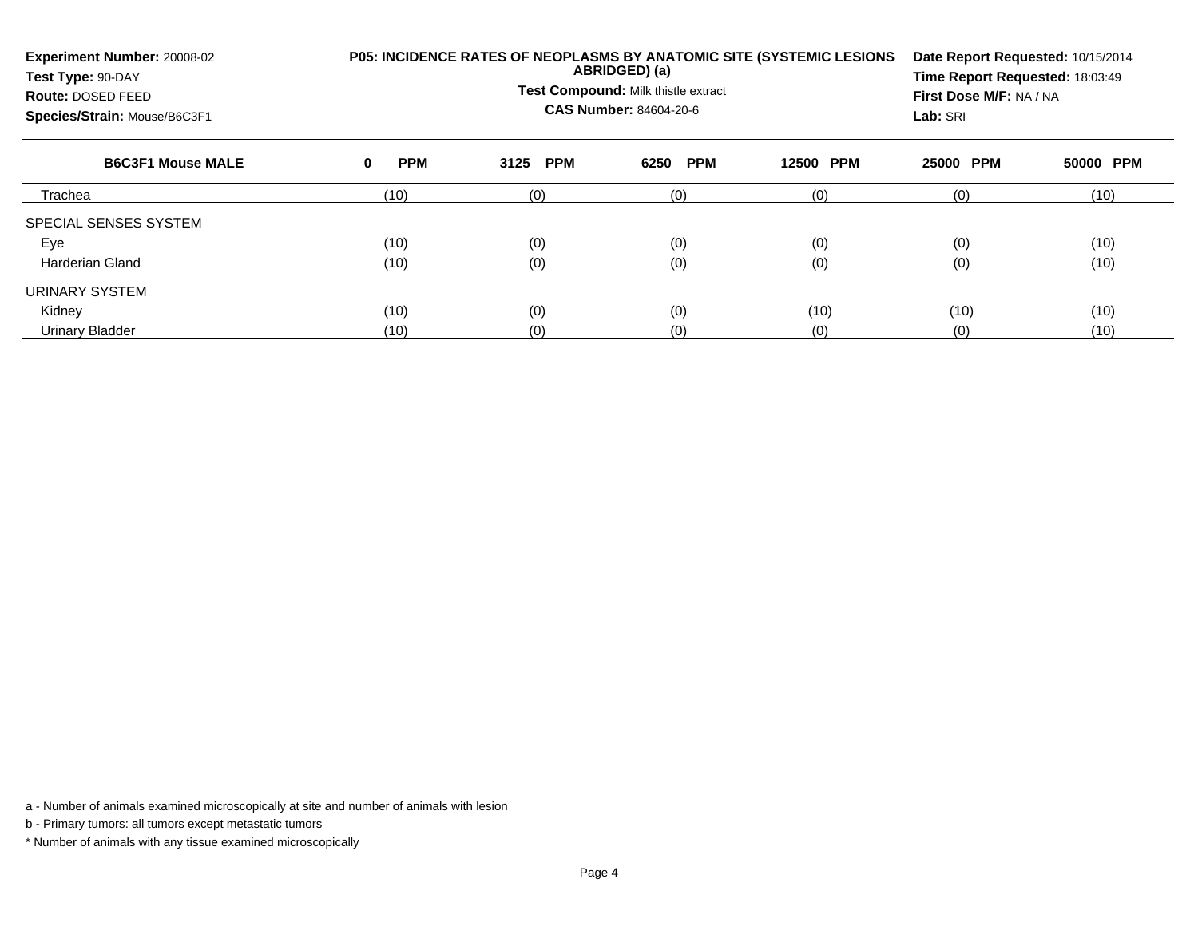**Experiment Number:** 20008-02
**Test Type:** 90-DAY
**Route:** DOSED FEED
**Species/Strain:** Mouse/B6C3F1

**P05: INCIDENCE RATES OF NEOPLASMS BY ANATOMIC SITE (SYSTEMIC LESIONS ABRIDGED) (a)**
**Test Compound:** Milk thistle extract
**CAS Number:** 84604-20-6

**Date Report Requested:** 10/15/2014
**Time Report Requested:** 18:03:49
**First Dose M/F:** NA / NA
**Lab:** SRI

| B6C3F1 Mouse MALE | 0 PPM | 3125 PPM | 6250 PPM | 12500 PPM | 25000 PPM | 50000 PPM |
|---|---|---|---|---|---|---|
| Trachea | (10) | (0) | (0) | (0) | (0) | (10) |
| SPECIAL SENSES SYSTEM | | | | | | |
| Eye | (10) | (0) | (0) | (0) | (0) | (10) |
| Harderian Gland | (10) | (0) | (0) | (0) | (0) | (10) |
| URINARY SYSTEM | | | | | | |
| Kidney | (10) | (0) | (0) | (10) | (10) | (10) |
| Urinary Bladder | (10) | (0) | (0) | (0) | (0) | (10) |

a - Number of animals examined microscopically at site and number of animals with lesion

b - Primary tumors: all tumors except metastatic tumors

* Number of animals with any tissue examined microscopically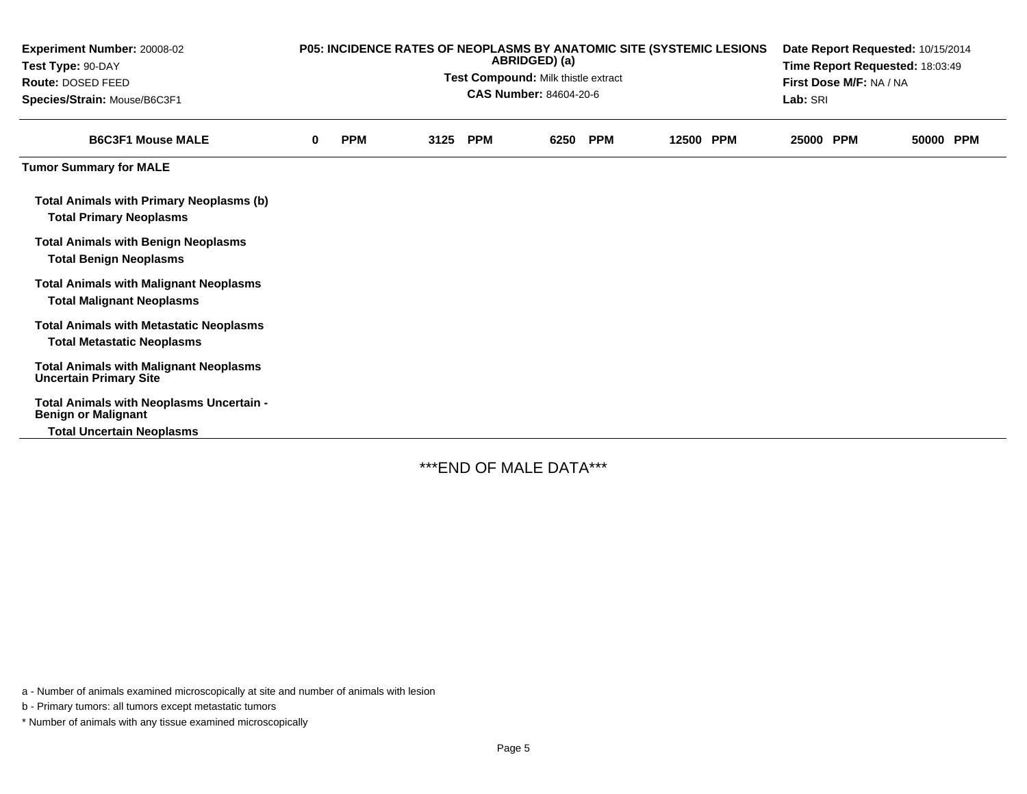**Experiment Number:** 20008-02
**Test Type:** 90-DAY
**Route:** DOSED FEED
**Species/Strain:** Mouse/B6C3F1

**P05: INCIDENCE RATES OF NEOPLASMS BY ANATOMIC SITE (SYSTEMIC LESIONS ABRIDGED) (a)**
**Test Compound:** Milk thistle extract
**CAS Number:** 84604-20-6

**Date Report Requested:** 10/15/2014
**Time Report Requested:** 18:03:49
**First Dose M/F:** NA / NA
**Lab:** SRI

| B6C3F1 Mouse MALE | 0 PPM | 3125 PPM | 6250 PPM | 12500 PPM | 25000 PPM | 50000 PPM |
|---|---|---|---|---|---|---|
| **Tumor Summary for MALE** | | | | | | |
| **Total Animals with Primary Neoplasms (b)** | | | | | | |
| **Total Primary Neoplasms** | | | | | | |
| **Total Animals with Benign Neoplasms** | | | | | | |
| **Total Benign Neoplasms** | | | | | | |
| **Total Animals with Malignant Neoplasms** | | | | | | |
| **Total Malignant Neoplasms** | | | | | | |
| **Total Animals with Metastatic Neoplasms** | | | | | | |
| **Total Metastatic Neoplasms** | | | | | | |
| **Total Animals with Malignant Neoplasms Uncertain Primary Site** | | | | | | |
| **Total Animals with Neoplasms Uncertain - Benign or Malignant** | | | | | | |
| **Total Uncertain Neoplasms** | | | | | | |

***END OF MALE DATA***

a - Number of animals examined microscopically at site and number of animals with lesion

b - Primary tumors: all tumors except metastatic tumors

* Number of animals with any tissue examined microscopically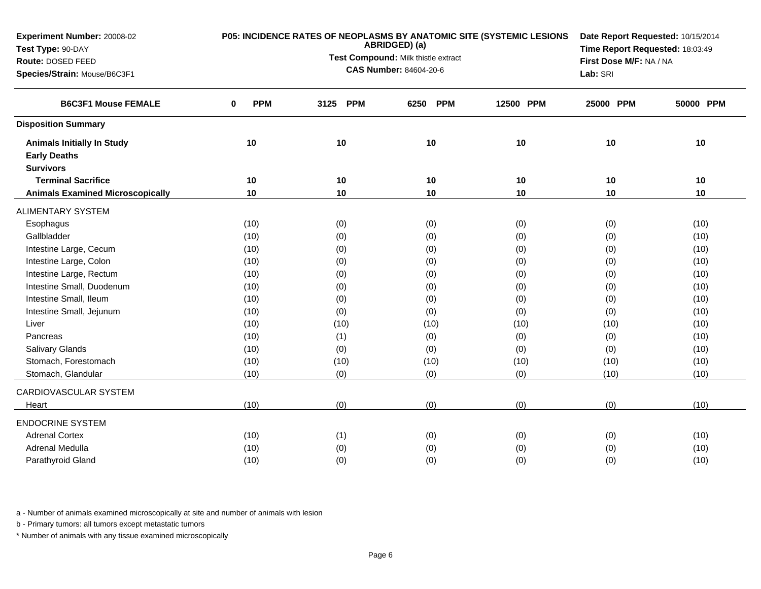**Experiment Number:** 20008-02
**Test Type:** 90-DAY
**Route:** DOSED FEED
**Species/Strain:** Mouse/B6C3F1

**P05: INCIDENCE RATES OF NEOPLASMS BY ANATOMIC SITE (SYSTEMIC LESIONS ABRIDGED) (a)**
**Test Compound:** Milk thistle extract
**CAS Number:** 84604-20-6

**Date Report Requested:** 10/15/2014
**Time Report Requested:** 18:03:49
**First Dose M/F:** NA / NA
**Lab:** SRI

| B6C3F1 Mouse FEMALE | 0 PPM | 3125 PPM | 6250 PPM | 12500 PPM | 25000 PPM | 50000 PPM |
|---|---|---|---|---|---|---|
| **Disposition Summary** | | | | | | |
| **Animals Initially In Study** | 10 | 10 | 10 | 10 | 10 | 10 |
| **Early Deaths** | | | | | | |
| **Survivors** | | | | | | |
| **Terminal Sacrifice** | 10 | 10 | 10 | 10 | 10 | 10 |
| **Animals Examined Microscopically** | 10 | 10 | 10 | 10 | 10 | 10 |
| ALIMENTARY SYSTEM | | | | | | |
| Esophagus | (10) | (0) | (0) | (0) | (0) | (10) |
| Gallbladder | (10) | (0) | (0) | (0) | (0) | (10) |
| Intestine Large, Cecum | (10) | (0) | (0) | (0) | (0) | (10) |
| Intestine Large, Colon | (10) | (0) | (0) | (0) | (0) | (10) |
| Intestine Large, Rectum | (10) | (0) | (0) | (0) | (0) | (10) |
| Intestine Small, Duodenum | (10) | (0) | (0) | (0) | (0) | (10) |
| Intestine Small, Ileum | (10) | (0) | (0) | (0) | (0) | (10) |
| Intestine Small, Jejunum | (10) | (0) | (0) | (0) | (0) | (10) |
| Liver | (10) | (10) | (10) | (10) | (10) | (10) |
| Pancreas | (10) | (1) | (0) | (0) | (0) | (10) |
| Salivary Glands | (10) | (0) | (0) | (0) | (0) | (10) |
| Stomach, Forestomach | (10) | (10) | (10) | (10) | (10) | (10) |
| Stomach, Glandular | (10) | (0) | (0) | (0) | (10) | (10) |
| CARDIOVASCULAR SYSTEM | | | | | | |
| Heart | (10) | (0) | (0) | (0) | (0) | (10) |
| ENDOCRINE SYSTEM | | | | | | |
| Adrenal Cortex | (10) | (1) | (0) | (0) | (0) | (10) |
| Adrenal Medulla | (10) | (0) | (0) | (0) | (0) | (10) |
| Parathyroid Gland | (10) | (0) | (0) | (0) | (0) | (10) |

a - Number of animals examined microscopically at site and number of animals with lesion

b - Primary tumors: all tumors except metastatic tumors

* Number of animals with any tissue examined microscopically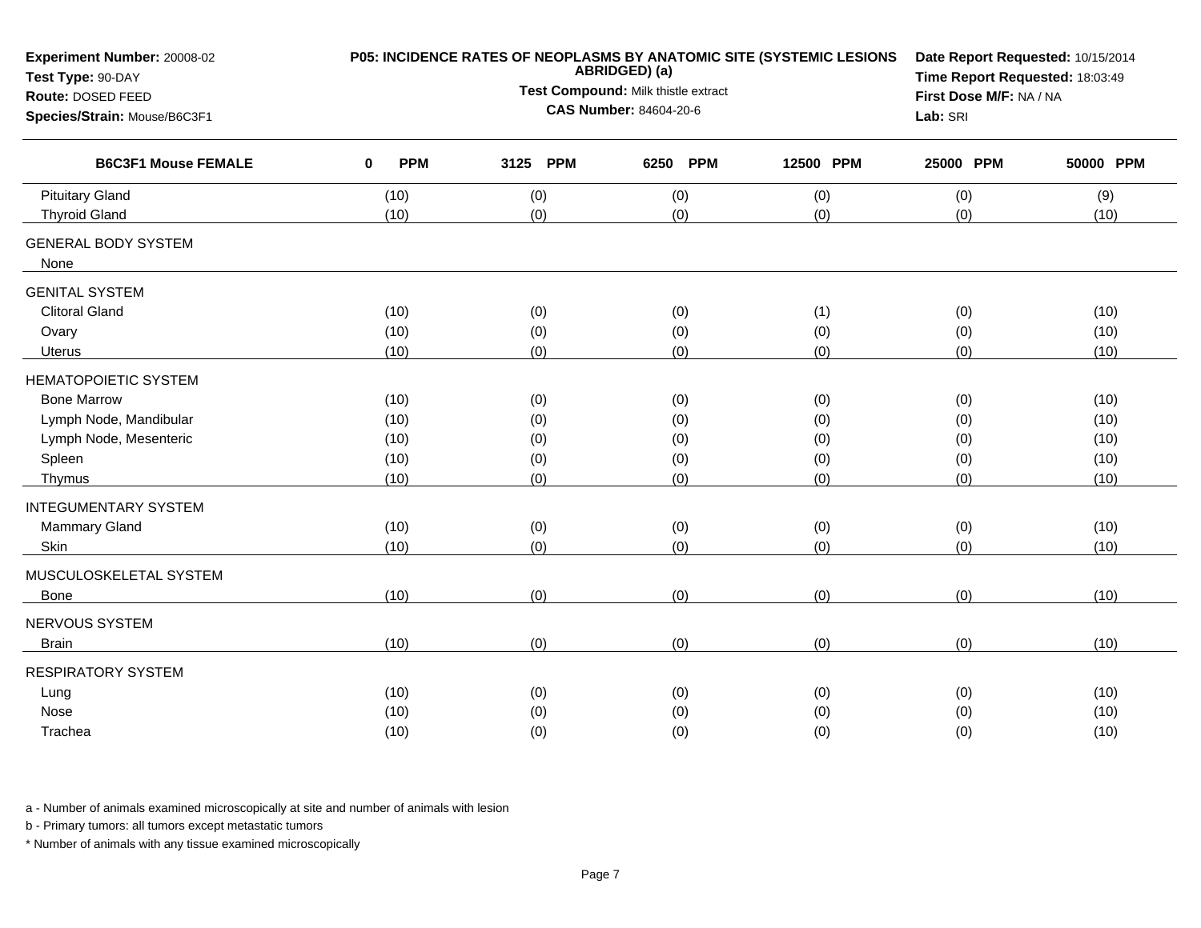**Experiment Number:** 20008-02
**Test Type:** 90-DAY
**Route:** DOSED FEED
**Species/Strain:** Mouse/B6C3F1

**P05: INCIDENCE RATES OF NEOPLASMS BY ANATOMIC SITE (SYSTEMIC LESIONS ABRIDGED) (a)**
**Test Compound:** Milk thistle extract
**CAS Number:** 84604-20-6

**Date Report Requested:** 10/15/2014
**Time Report Requested:** 18:03:49
**First Dose M/F:** NA / NA
**Lab:** SRI

| B6C3F1 Mouse FEMALE | 0 PPM | 3125 PPM | 6250 PPM | 12500 PPM | 25000 PPM | 50000 PPM |
|---|---|---|---|---|---|---|
| Pituitary Gland | (10) | (0) | (0) | (0) | (0) | (9) |
| Thyroid Gland | (10) | (0) | (0) | (0) | (0) | (10) |
| GENERAL BODY SYSTEM | | | | | | |
| None | | | | | | |
| GENITAL SYSTEM | | | | | | |
| Clitoral Gland | (10) | (0) | (0) | (1) | (0) | (10) |
| Ovary | (10) | (0) | (0) | (0) | (0) | (10) |
| Uterus | (10) | (0) | (0) | (0) | (0) | (10) |
| HEMATOPOIETIC SYSTEM | | | | | | |
| Bone Marrow | (10) | (0) | (0) | (0) | (0) | (10) |
| Lymph Node, Mandibular | (10) | (0) | (0) | (0) | (0) | (10) |
| Lymph Node, Mesenteric | (10) | (0) | (0) | (0) | (0) | (10) |
| Spleen | (10) | (0) | (0) | (0) | (0) | (10) |
| Thymus | (10) | (0) | (0) | (0) | (0) | (10) |
| INTEGUMENTARY SYSTEM | | | | | | |
| Mammary Gland | (10) | (0) | (0) | (0) | (0) | (10) |
| Skin | (10) | (0) | (0) | (0) | (0) | (10) |
| MUSCULOSKELETAL SYSTEM | | | | | | |
| Bone | (10) | (0) | (0) | (0) | (0) | (10) |
| NERVOUS SYSTEM | | | | | | |
| Brain | (10) | (0) | (0) | (0) | (0) | (10) |
| RESPIRATORY SYSTEM | | | | | | |
| Lung | (10) | (0) | (0) | (0) | (0) | (10) |
| Nose | (10) | (0) | (0) | (0) | (0) | (10) |
| Trachea | (10) | (0) | (0) | (0) | (0) | (10) |

a - Number of animals examined microscopically at site and number of animals with lesion

b - Primary tumors: all tumors except metastatic tumors

* Number of animals with any tissue examined microscopically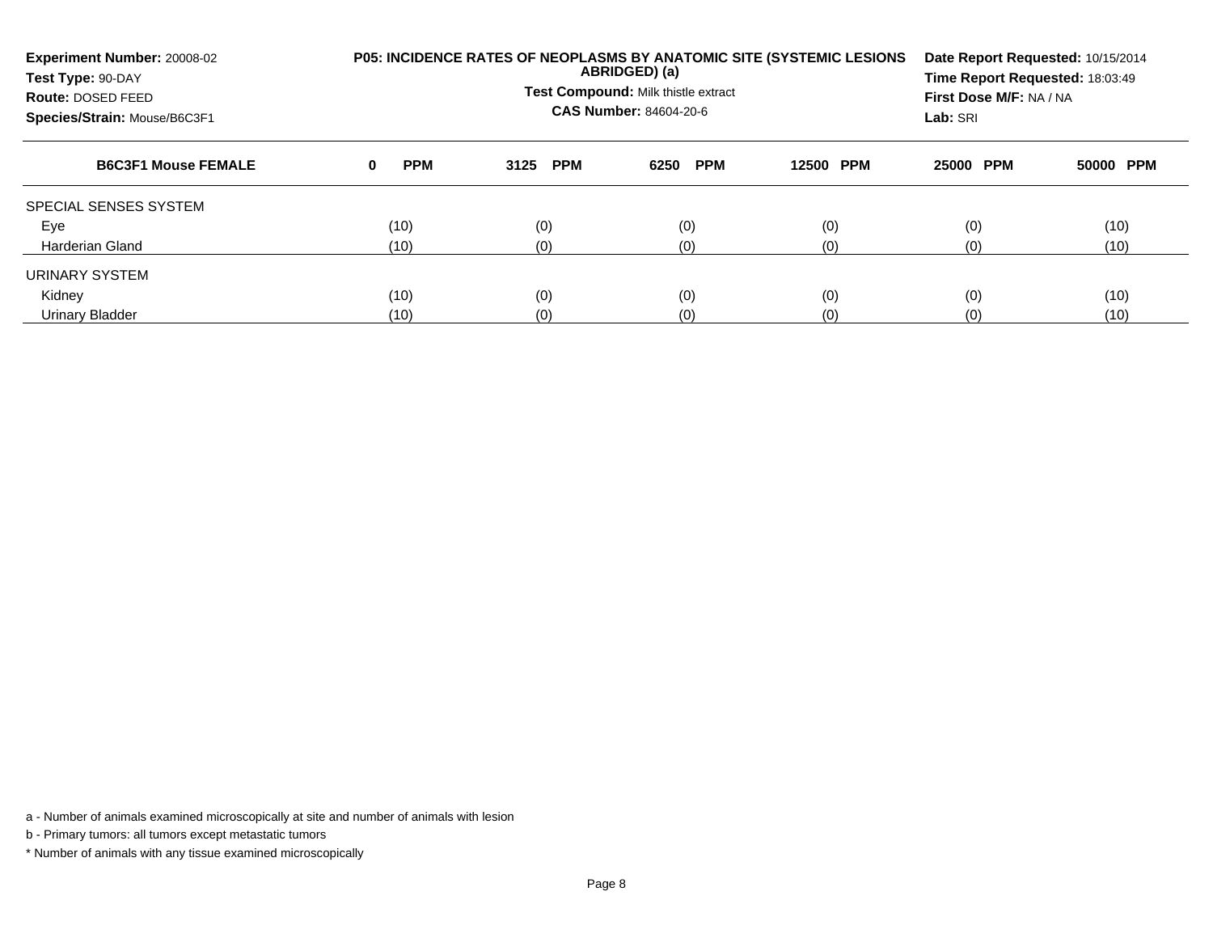**Experiment Number:** 20008-02
**Test Type:** 90-DAY
**Route:** DOSED FEED
**Species/Strain:** Mouse/B6C3F1

**P05: INCIDENCE RATES OF NEOPLASMS BY ANATOMIC SITE (SYSTEMIC LESIONS ABRIDGED) (a)**
**Test Compound:** Milk thistle extract
**CAS Number:** 84604-20-6

**Date Report Requested:** 10/15/2014
**Time Report Requested:** 18:03:49
**First Dose M/F:** NA / NA
**Lab:** SRI

| B6C3F1 Mouse FEMALE | 0 PPM | 3125 PPM | 6250 PPM | 12500 PPM | 25000 PPM | 50000 PPM |
|---|---|---|---|---|---|---|
| SPECIAL SENSES SYSTEM | | | | | | |
| Eye | (10) | (0) | (0) | (0) | (0) | (10) |
| Harderian Gland | (10) | (0) | (0) | (0) | (0) | (10) |
| URINARY SYSTEM | | | | | | |
| Kidney | (10) | (0) | (0) | (0) | (0) | (10) |
| Urinary Bladder | (10) | (0) | (0) | (0) | (0) | (10) |

a - Number of animals examined microscopically at site and number of animals with lesion

b - Primary tumors: all tumors except metastatic tumors

* Number of animals with any tissue examined microscopically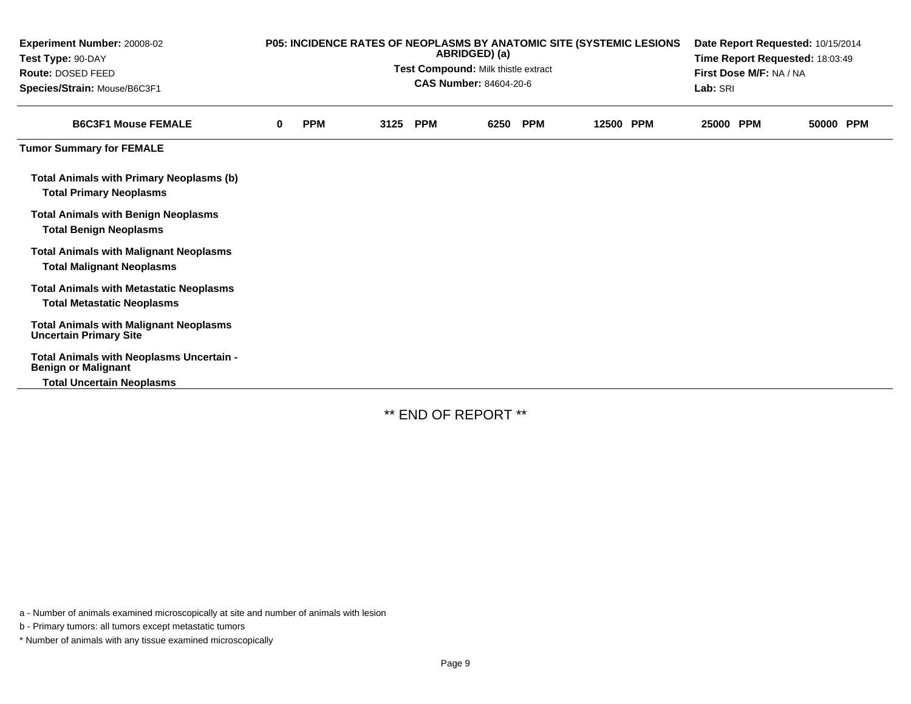**Experiment Number:** 20008-02
**Test Type:** 90-DAY
**Route:** DOSED FEED
**Species/Strain:** Mouse/B6C3F1

**P05: INCIDENCE RATES OF NEOPLASMS BY ANATOMIC SITE (SYSTEMIC LESIONS ABRIDGED) (a)**

**Test Compound:** Milk thistle extract
**CAS Number:** 84604-20-6

**Date Report Requested:** 10/15/2014
**Time Report Requested:** 18:03:49
**First Dose M/F:** NA / NA
**Lab:** SRI

| B6C3F1 Mouse FEMALE | 0 PPM | 3125 PPM | 6250 PPM | 12500 PPM | 25000 PPM | 50000 PPM |
|---|---|---|---|---|---|---|
| **Tumor Summary for FEMALE** | | | | | | |
| **Total Animals with Primary Neoplasms (b)** | | | | | | |
| **Total Primary Neoplasms** | | | | | | |
| **Total Animals with Benign Neoplasms** | | | | | | |
| **Total Benign Neoplasms** | | | | | | |
| **Total Animals with Malignant Neoplasms** | | | | | | |
| **Total Malignant Neoplasms** | | | | | | |
| **Total Animals with Metastatic Neoplasms** | | | | | | |
| **Total Metastatic Neoplasms** | | | | | | |
| **Total Animals with Malignant Neoplasms Uncertain Primary Site** | | | | | | |
| **Total Animals with Neoplasms Uncertain - Benign or Malignant** | | | | | | |
| **Total Uncertain Neoplasms** | | | | | | |

** END OF REPORT **

a - Number of animals examined microscopically at site and number of animals with lesion

b - Primary tumors: all tumors except metastatic tumors

* Number of animals with any tissue examined microscopically